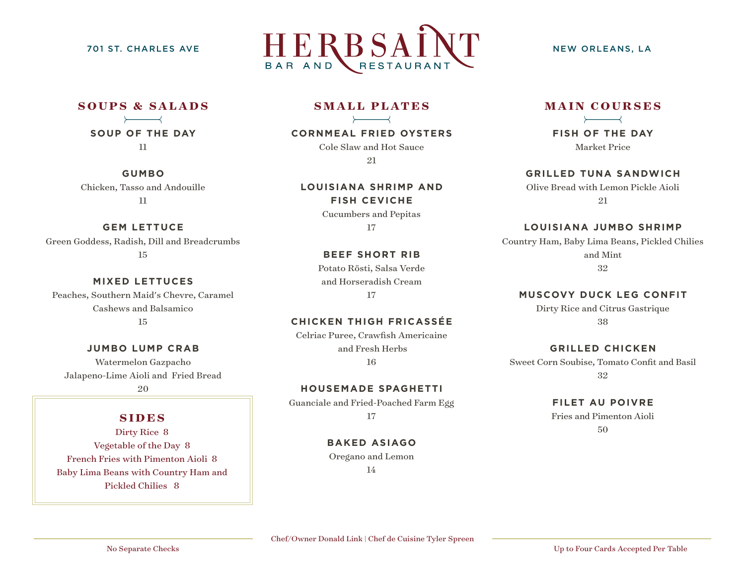701 ST. CHARLES AVE

# HERBSAINT
BAR AND RESTAURANT

NEW ORLEANS, LA

## SOUPS & SALADS

**SOUP OF THE DAY**
11

**GUMBO**
Chicken, Tasso and Andouille
11

**GEM LETTUCE**
Green Goddess, Radish, Dill and Breadcrumbs
15

**MIXED LETTUCES**
Peaches, Southern Maid's Chevre, Caramel Cashews and Balsamico
15

**JUMBO LUMP CRAB**
Watermelon Gazpacho
Jalapeno-Lime Aioli and Fried Bread
20

## SIDES

Dirty Rice 8
Vegetable of the Day 8
French Fries with Pimenton Aioli 8
Baby Lima Beans with Country Ham and Pickled Chilies 8

## SMALL PLATES

**CORNMEAL FRIED OYSTERS**
Cole Slaw and Hot Sauce
21

**LOUISIANA SHRIMP AND FISH CEVICHE**
Cucumbers and Pepitas
17

**BEEF SHORT RIB**
Potato Rösti, Salsa Verde and Horseradish Cream
17

**CHICKEN THIGH FRICASSÉE**
Celriac Puree, Crawfish Americaine and Fresh Herbs
16

**HOUSEMADE SPAGHETTI**
Guanciale and Fried-Poached Farm Egg
17

**BAKED ASIAGO**
Oregano and Lemon
14

## MAIN COURSES

**FISH OF THE DAY**
Market Price

**GRILLED TUNA SANDWICH**
Olive Bread with Lemon Pickle Aioli
21

**LOUISIANA JUMBO SHRIMP**
Country Ham, Baby Lima Beans, Pickled Chilies and Mint
32

**MUSCOVY DUCK LEG CONFIT**
Dirty Rice and Citrus Gastrique
38

**GRILLED CHICKEN**
Sweet Corn Soubise, Tomato Confit and Basil
32

**FILET AU POIVRE**
Fries and Pimenton Aioli
50

Chef/Owner Donald Link | Chef de Cuisine Tyler Spreen

No Separate Checks

Up to Four Cards Accepted Per Table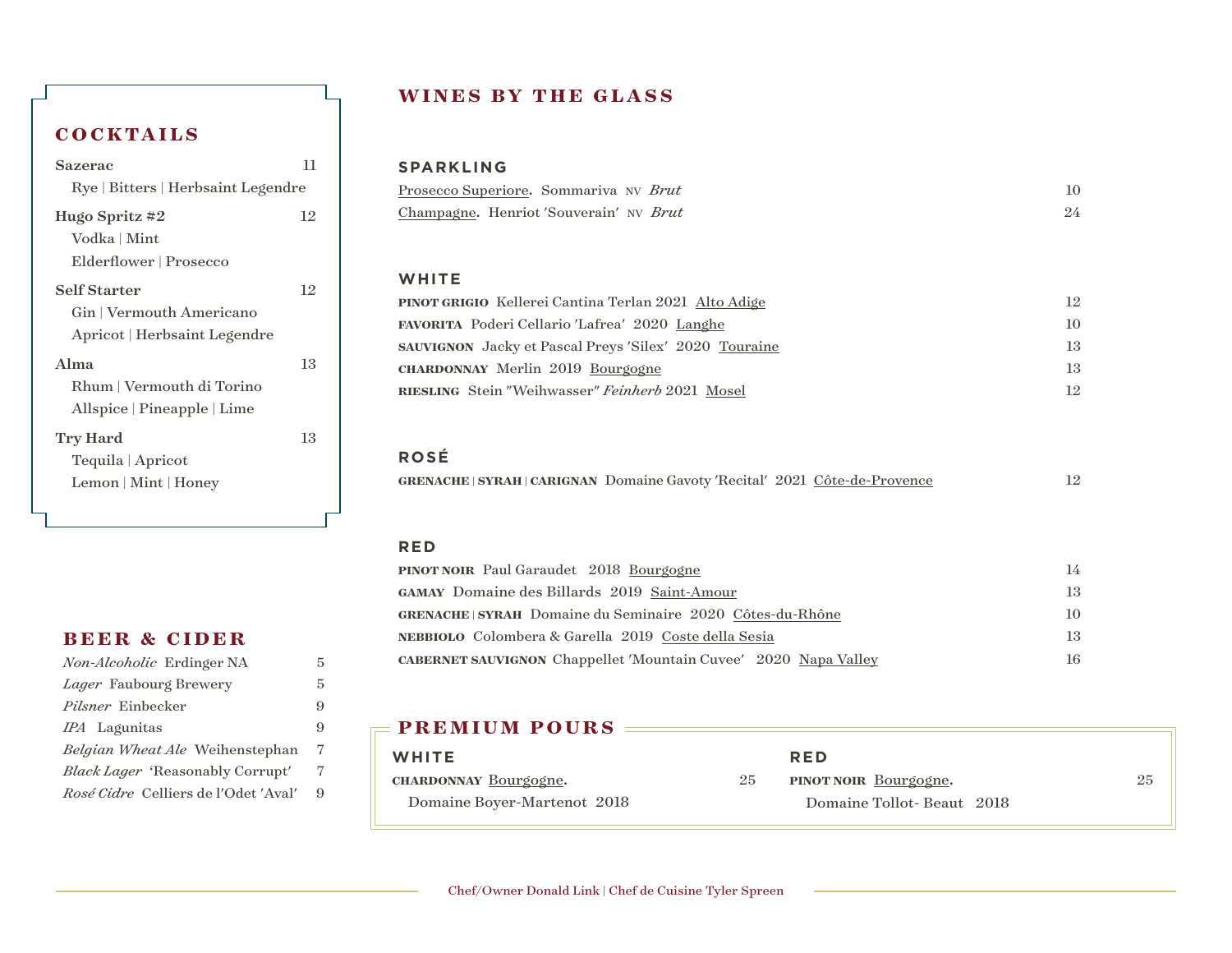## COCKTAILS

**Sazerac** 11
Rye | Bitters | Herbsaint Legendre

**Hugo Spritz #2** 12
Vodka | Mint
Elderflower | Prosecco

**Self Starter** 12
Gin | Vermouth Americano
Apricot | Herbsaint Legendre

**Alma** 13
Rhum | Vermouth di Torino
Allspice | Pineapple | Lime

**Try Hard** 13
Tequila | Apricot
Lemon | Mint | Honey

## BEER & CIDER

| | |
|---|---|
| *Non-Alcoholic* Erdinger NA | 5 |
| *Lager* Faubourg Brewery | 5 |
| *Pilsner* Einbecker | 9 |
| *IPA* Lagunitas | 9 |
| *Belgian Wheat Ale* Weihenstephan | 7 |
| *Black Lager* 'Reasonably Corrupt' | 7 |
| *Rosé Cidre* Celliers de l'Odet 'Aval' | 9 |

## WINES BY THE GLASS

### SPARKLING

| | |
|---|---|
| Prosecco Superiore. Sommariva NV *Brut* | 10 |
| Champagne. Henriot 'Souverain' NV *Brut* | 24 |

### WHITE

| | |
|---|---|
| **PINOT GRIGIO** Kellerei Cantina Terlan 2021 Alto Adige | 12 |
| **FAVORITA** Poderi Cellario 'Lafrea' 2020 Langhe | 10 |
| **SAUVIGNON** Jacky et Pascal Preys 'Silex' 2020 Touraine | 13 |
| **CHARDONNAY** Merlin 2019 Bourgogne | 13 |
| **RIESLING** Stein "Weihwasser" *Feinherb* 2021 Mosel | 12 |

### ROSÉ

| | |
|---|---|
| **GRENACHE \| SYRAH \| CARIGNAN** Domaine Gavoty 'Recital' 2021 Côte-de-Provence | 12 |

### RED

| | |
|---|---|
| **PINOT NOIR** Paul Garaudet 2018 Bourgogne | 14 |
| **GAMAY** Domaine des Billards 2019 Saint-Amour | 13 |
| **GRENACHE \| SYRAH** Domaine du Seminaire 2020 Côtes-du-Rhône | 10 |
| **NEBBIOLO** Colombera & Garella 2019 Coste della Sesia | 13 |
| **CABERNET SAUVIGNON** Chappellet 'Mountain Cuvee' 2020 Napa Valley | 16 |

## PREMIUM POURS

### WHITE

**CHARDONNAY** Bourgogne. 25
Domaine Boyer-Martenot 2018

### RED

**PINOT NOIR** Bourgogne. 25
Domaine Tollot- Beaut 2018

Chef/Owner Donald Link | Chef de Cuisine Tyler Spreen